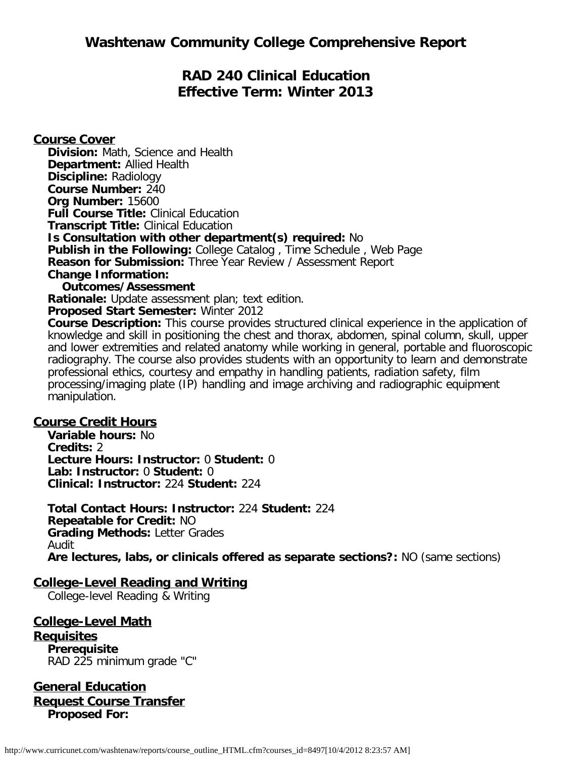# Washtenaw Community College Comprehensive Report

## RAD 240 Clinical Education
## Effective Term: Winter 2013

### Course Cover

**Division:** Math, Science and Health
**Department:** Allied Health
**Discipline:** Radiology
**Course Number:** 240
**Org Number:** 15600
**Full Course Title:** Clinical Education
**Transcript Title:** Clinical Education
**Is Consultation with other department(s) required:** No
**Publish in the Following:** College Catalog , Time Schedule , Web Page
**Reason for Submission:** Three Year Review / Assessment Report
**Change Information:**
**Outcomes/Assessment**
**Rationale:** Update assessment plan; text edition.
**Proposed Start Semester:** Winter 2012
**Course Description:** This course provides structured clinical experience in the application of knowledge and skill in positioning the chest and thorax, abdomen, spinal column, skull, upper and lower extremities and related anatomy while working in general, portable and fluoroscopic radiography. The course also provides students with an opportunity to learn and demonstrate professional ethics, courtesy and empathy in handling patients, radiation safety, film processing/imaging plate (IP) handling and image archiving and radiographic equipment manipulation.

### Course Credit Hours

**Variable hours:** No
**Credits:** 2
**Lecture Hours: Instructor:** 0 **Student:** 0
**Lab: Instructor:** 0 **Student:** 0
**Clinical: Instructor:** 224 **Student:** 224

**Total Contact Hours: Instructor:** 224 **Student:** 224
**Repeatable for Credit:** NO
**Grading Methods:** Letter Grades
Audit
**Are lectures, labs, or clinicals offered as separate sections?:** NO (same sections)

### College-Level Reading and Writing

College-level Reading & Writing

### College-Level Math

### Requisites

**Prerequisite**
RAD 225 minimum grade "C"

### General Education

### Request Course Transfer

**Proposed For:**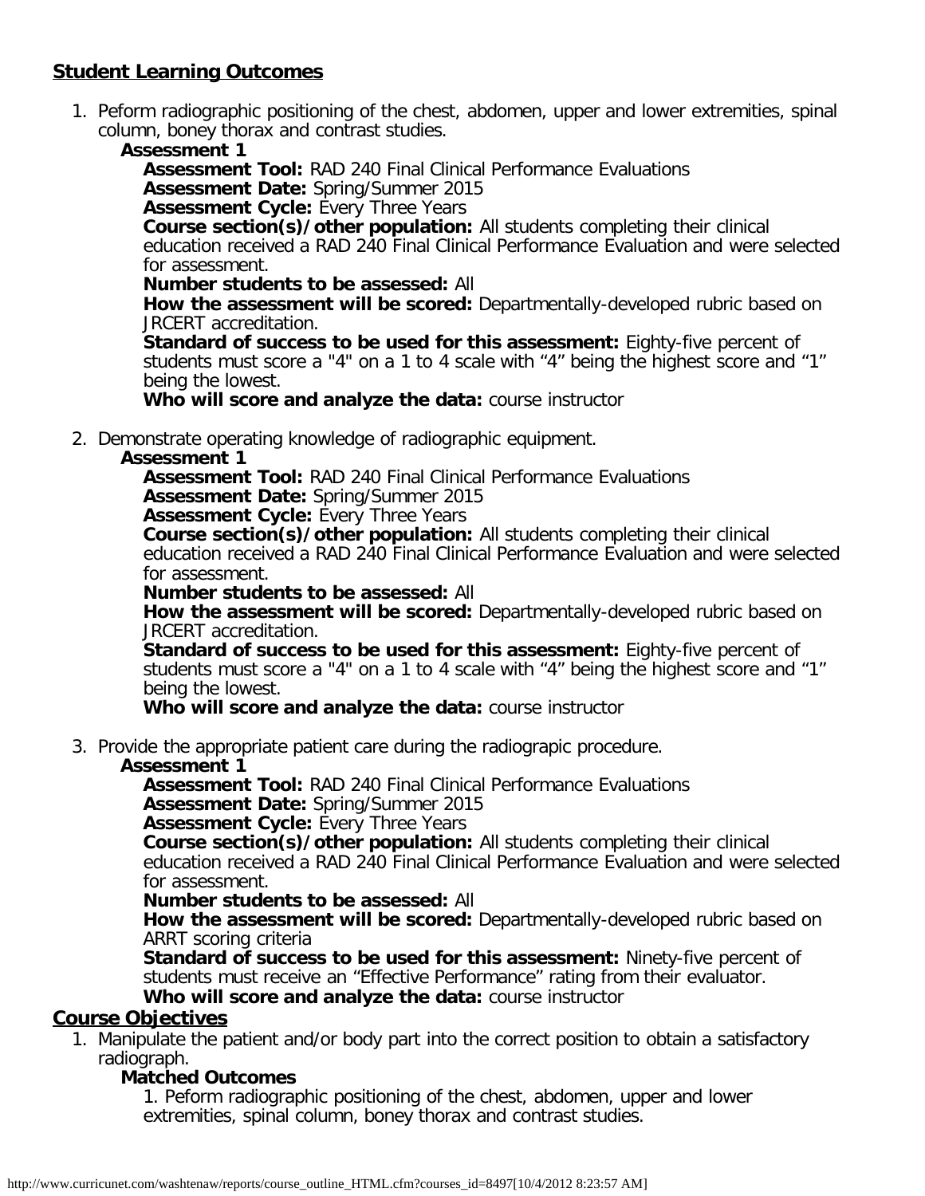## Student Learning Outcomes

1. Peform radiographic positioning of the chest, abdomen, upper and lower extremities, spinal column, boney thorax and contrast studies.
   - **Assessment 1**
     - **Assessment Tool:** RAD 240 Final Clinical Performance Evaluations
     - **Assessment Date:** Spring/Summer 2015
     - **Assessment Cycle:** Every Three Years
     - **Course section(s)/other population:** All students completing their clinical education received a RAD 240 Final Clinical Performance Evaluation and were selected for assessment.
     - **Number students to be assessed:** All
     - **How the assessment will be scored:** Departmentally-developed rubric based on JRCERT accreditation.
     - **Standard of success to be used for this assessment:** Eighty-five percent of students must score a "4" on a 1 to 4 scale with "4" being the highest score and "1" being the lowest.
     - **Who will score and analyze the data:** course instructor

2. Demonstrate operating knowledge of radiographic equipment.
   - **Assessment 1**
     - **Assessment Tool:** RAD 240 Final Clinical Performance Evaluations
     - **Assessment Date:** Spring/Summer 2015
     - **Assessment Cycle:** Every Three Years
     - **Course section(s)/other population:** All students completing their clinical education received a RAD 240 Final Clinical Performance Evaluation and were selected for assessment.
     - **Number students to be assessed:** All
     - **How the assessment will be scored:** Departmentally-developed rubric based on JRCERT accreditation.
     - **Standard of success to be used for this assessment:** Eighty-five percent of students must score a "4" on a 1 to 4 scale with "4" being the highest score and "1" being the lowest.
     - **Who will score and analyze the data:** course instructor

3. Provide the appropriate patient care during the radiograpic procedure.
   - **Assessment 1**
     - **Assessment Tool:** RAD 240 Final Clinical Performance Evaluations
     - **Assessment Date:** Spring/Summer 2015
     - **Assessment Cycle:** Every Three Years
     - **Course section(s)/other population:** All students completing their clinical education received a RAD 240 Final Clinical Performance Evaluation and were selected for assessment.
     - **Number students to be assessed:** All
     - **How the assessment will be scored:** Departmentally-developed rubric based on ARRT scoring criteria
     - **Standard of success to be used for this assessment:** Ninety-five percent of students must receive an "Effective Performance" rating from their evaluator.
     - **Who will score and analyze the data:** course instructor

## Course Objectives

1. Manipulate the patient and/or body part into the correct position to obtain a satisfactory radiograph.
   - **Matched Outcomes**
     - 1. Peform radiographic positioning of the chest, abdomen, upper and lower extremities, spinal column, boney thorax and contrast studies.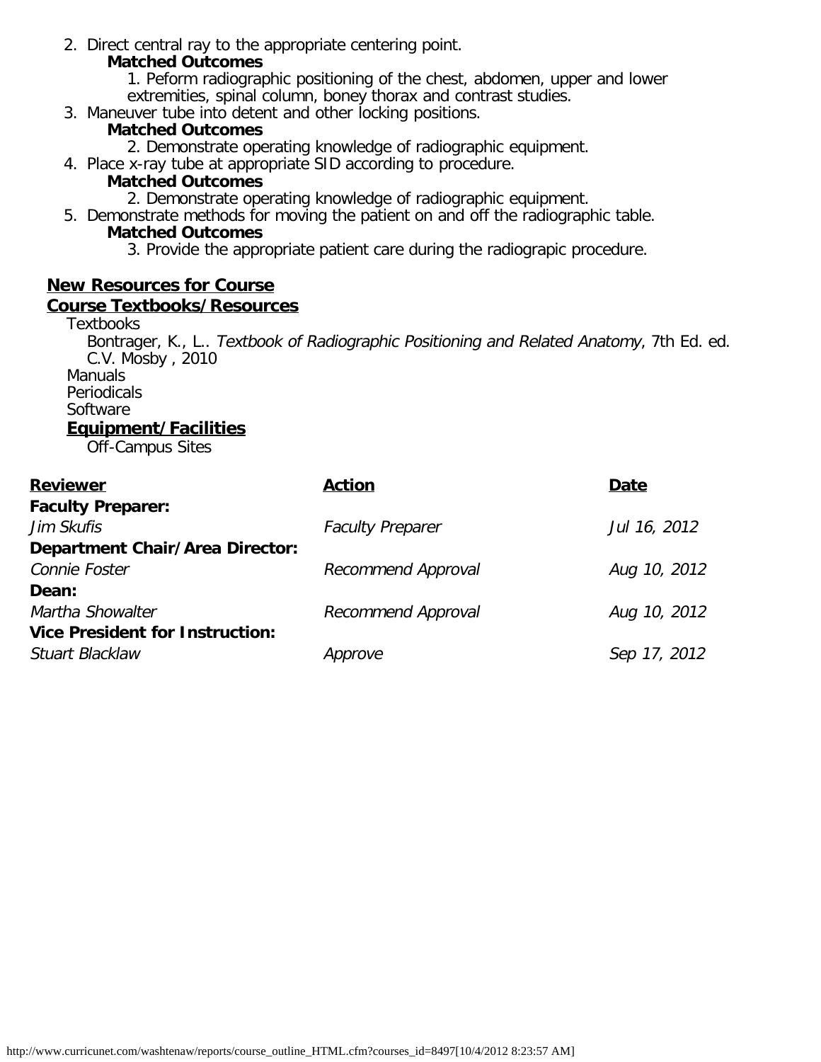2. Direct central ray to the appropriate centering point.
   **Matched Outcomes**
   1. Peform radiographic positioning of the chest, abdomen, upper and lower extremities, spinal column, boney thorax and contrast studies.
3. Maneuver tube into detent and other locking positions.
   **Matched Outcomes**
   2. Demonstrate operating knowledge of radiographic equipment.
4. Place x-ray tube at appropriate SID according to procedure.
   **Matched Outcomes**
   2. Demonstrate operating knowledge of radiographic equipment.
5. Demonstrate methods for moving the patient on and off the radiographic table.
   **Matched Outcomes**
   3. Provide the appropriate patient care during the radiograpic procedure.

**New Resources for Course**

**Course Textbooks/Resources**

Textbooks

Bontrager, K., L.. *Textbook of Radiographic Positioning and Related Anatomy*, 7th Ed. ed. C.V. Mosby , 2010

Manuals

Periodicals

Software

**Equipment/Facilities**

Off-Campus Sites

| Reviewer | Action | Date |
|---|---|---|
| **Faculty Preparer:** | | |
| *Jim Skufis* | *Faculty Preparer* | *Jul 16, 2012* |
| **Department Chair/Area Director:** | | |
| *Connie Foster* | *Recommend Approval* | *Aug 10, 2012* |
| **Dean:** | | |
| *Martha Showalter* | *Recommend Approval* | *Aug 10, 2012* |
| **Vice President for Instruction:** | | |
| *Stuart Blacklaw* | *Approve* | *Sep 17, 2012* |